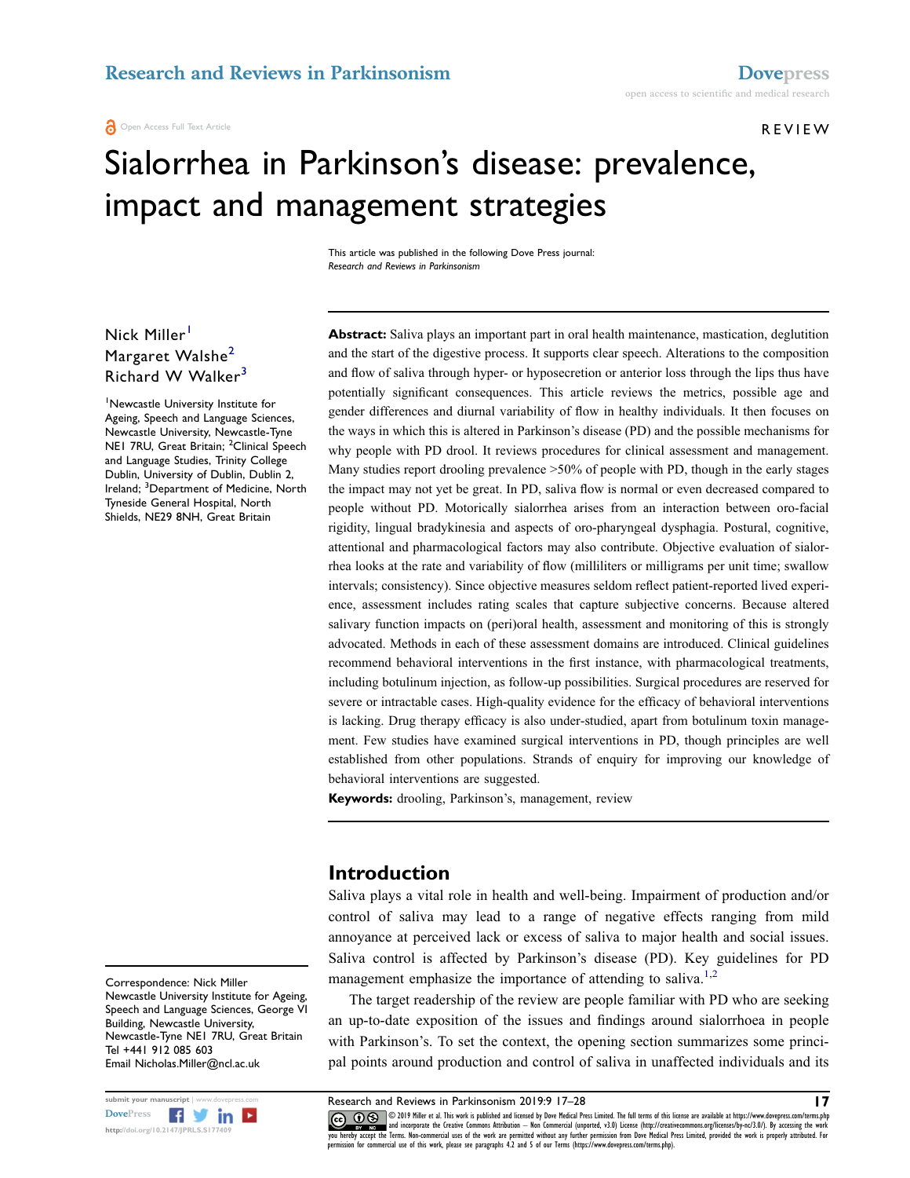Open Access Full Text Article

REVIEW

# Sialorrhea in Parkinson's disease: prevalence, impact and management strategies

This article was published in the following Dove Press journal:
*Research and Reviews in Parkinsonism*

Nick Miller[1]
Margaret Walshe[2]
Richard W Walker[3]

[1]Newcastle University Institute for Ageing, Speech and Language Sciences, Newcastle University, Newcastle-Tyne NE1 7RU, Great Britain; [2]Clinical Speech and Language Studies, Trinity College Dublin, University of Dublin, Dublin 2, Ireland; [3]Department of Medicine, North Tyneside General Hospital, North Shields, NE29 8NH, Great Britain

**Abstract:** Saliva plays an important part in oral health maintenance, mastication, deglutition and the start of the digestive process. It supports clear speech. Alterations to the composition and flow of saliva through hyper- or hyposecretion or anterior loss through the lips thus have potentially significant consequences. This article reviews the metrics, possible age and gender differences and diurnal variability of flow in healthy individuals. It then focuses on the ways in which this is altered in Parkinson's disease (PD) and the possible mechanisms for why people with PD drool. It reviews procedures for clinical assessment and management. Many studies report drooling prevalence >50% of people with PD, though in the early stages the impact may not yet be great. In PD, saliva flow is normal or even decreased compared to people without PD. Motorically sialorrhea arises from an interaction between oro-facial rigidity, lingual bradykinesia and aspects of oro-pharyngeal dysphagia. Postural, cognitive, attentional and pharmacological factors may also contribute. Objective evaluation of sialorrhea looks at the rate and variability of flow (milliliters or milligrams per unit time; swallow intervals; consistency). Since objective measures seldom reflect patient-reported lived experience, assessment includes rating scales that capture subjective concerns. Because altered salivary function impacts on (peri)oral health, assessment and monitoring of this is strongly advocated. Methods in each of these assessment domains are introduced. Clinical guidelines recommend behavioral interventions in the first instance, with pharmacological treatments, including botulinum injection, as follow-up possibilities. Surgical procedures are reserved for severe or intractable cases. High-quality evidence for the efficacy of behavioral interventions is lacking. Drug therapy efficacy is also under-studied, apart from botulinum toxin management. Few studies have examined surgical interventions in PD, though principles are well established from other populations. Strands of enquiry for improving our knowledge of behavioral interventions are suggested.

**Keywords:** drooling, Parkinson's, management, review

## Introduction

Saliva plays a vital role in health and well-being. Impairment of production and/or control of saliva may lead to a range of negative effects ranging from mild annoyance at perceived lack or excess of saliva to major health and social issues. Saliva control is affected by Parkinson's disease (PD). Key guidelines for PD management emphasize the importance of attending to saliva.[1,2]

The target readership of the review are people familiar with PD who are seeking an up-to-date exposition of the issues and findings around sialorrhoea in people with Parkinson's. To set the context, the opening section summarizes some principal points around production and control of saliva in unaffected individuals and its

Correspondence: Nick Miller
Newcastle University Institute for Ageing, Speech and Language Sciences, George VI Building, Newcastle University, Newcastle-Tyne NE1 7RU, Great Britain
Tel +441 912 085 603
Email Nicholas.Miller@ncl.ac.uk

© 2019 Miller et al. This work is published and licensed by Dove Medical Press Limited. The full terms of this license are available at https://www.dovepress.com/terms.php and incorporate the Creative Commons Attribution – Non Commercial (unported, v3.0) License (http://creativecommons.org/licenses/by-nc/3.0/). By accessing the work you hereby accept the Terms. Non-commercial uses of the work are permitted without any further permission from Dove Medical Press Limited, provided the work is properly attributed. For permission for commercial use of this work, please see paragraphs 4.2 and 5 of our Terms (https://www.dovepress.com/terms.php).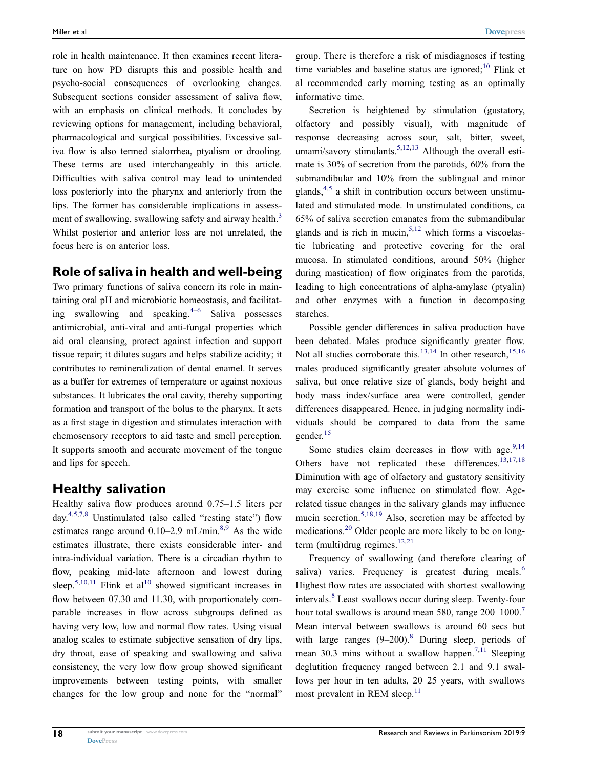role in health maintenance. It then examines recent literature on how PD disrupts this and possible health and psycho-social consequences of overlooking changes. Subsequent sections consider assessment of saliva flow, with an emphasis on clinical methods. It concludes by reviewing options for management, including behavioral, pharmacological and surgical possibilities. Excessive saliva flow is also termed sialorrhea, ptyalism or drooling. These terms are used interchangeably in this article. Difficulties with saliva control may lead to unintended loss posteriorly into the pharynx and anteriorly from the lips. The former has considerable implications in assessment of swallowing, swallowing safety and airway health.[3] Whilst posterior and anterior loss are not unrelated, the focus here is on anterior loss.

## Role of saliva in health and well-being

Two primary functions of saliva concern its role in maintaining oral pH and microbiotic homeostasis, and facilitating swallowing and speaking.[4–6] Saliva possesses antimicrobial, anti-viral and anti-fungal properties which aid oral cleansing, protect against infection and support tissue repair; it dilutes sugars and helps stabilize acidity; it contributes to remineralization of dental enamel. It serves as a buffer for extremes of temperature or against noxious substances. It lubricates the oral cavity, thereby supporting formation and transport of the bolus to the pharynx. It acts as a first stage in digestion and stimulates interaction with chemosensory receptors to aid taste and smell perception. It supports smooth and accurate movement of the tongue and lips for speech.

## Healthy salivation

Healthy saliva flow produces around 0.75–1.5 liters per day.[4,5,7,8] Unstimulated (also called "resting state") flow estimates range around 0.10–2.9 mL/min.[8,9] As the wide estimates illustrate, there exists considerable inter- and intra-individual variation. There is a circadian rhythm to flow, peaking mid-late afternoon and lowest during sleep.[5,10,11] Flink et al[10] showed significant increases in flow between 07.30 and 11.30, with proportionately comparable increases in flow across subgroups defined as having very low, low and normal flow rates. Using visual analog scales to estimate subjective sensation of dry lips, dry throat, ease of speaking and swallowing and saliva consistency, the very low flow group showed significant improvements between testing points, with smaller changes for the low group and none for the "normal" group. There is therefore a risk of misdiagnoses if testing time variables and baseline status are ignored;[10] Flink et al recommended early morning testing as an optimally informative time.

Secretion is heightened by stimulation (gustatory, olfactory and possibly visual), with magnitude of response decreasing across sour, salt, bitter, sweet, umami/savory stimulants.[5,12,13] Although the overall estimate is 30% of secretion from the parotids, 60% from the submandibular and 10% from the sublingual and minor glands,[4,5] a shift in contribution occurs between unstimulated and stimulated mode. In unstimulated conditions, ca 65% of saliva secretion emanates from the submandibular glands and is rich in mucin,[5,12] which forms a viscoelastic lubricating and protective covering for the oral mucosa. In stimulated conditions, around 50% (higher during mastication) of flow originates from the parotids, leading to high concentrations of alpha-amylase (ptyalin) and other enzymes with a function in decomposing starches.

Possible gender differences in saliva production have been debated. Males produce significantly greater flow. Not all studies corroborate this.[13,14] In other research,[15,16] males produced significantly greater absolute volumes of saliva, but once relative size of glands, body height and body mass index/surface area were controlled, gender differences disappeared. Hence, in judging normality individuals should be compared to data from the same gender.[15]

Some studies claim decreases in flow with age.[9,14] Others have not replicated these differences.[13,17,18] Diminution with age of olfactory and gustatory sensitivity may exercise some influence on stimulated flow. Age-related tissue changes in the salivary glands may influence mucin secretion.[5,18,19] Also, secretion may be affected by medications.[20] Older people are more likely to be on long-term (multi)drug regimes.[12,21]

Frequency of swallowing (and therefore clearing of saliva) varies. Frequency is greatest during meals.[6] Highest flow rates are associated with shortest swallowing intervals.[8] Least swallows occur during sleep. Twenty-four hour total swallows is around mean 580, range 200–1000.[7] Mean interval between swallows is around 60 secs but with large ranges (9–200).[8] During sleep, periods of mean 30.3 mins without a swallow happen.[7,11] Sleeping deglutition frequency ranged between 2.1 and 9.1 swallows per hour in ten adults, 20–25 years, with swallows most prevalent in REM sleep.[11]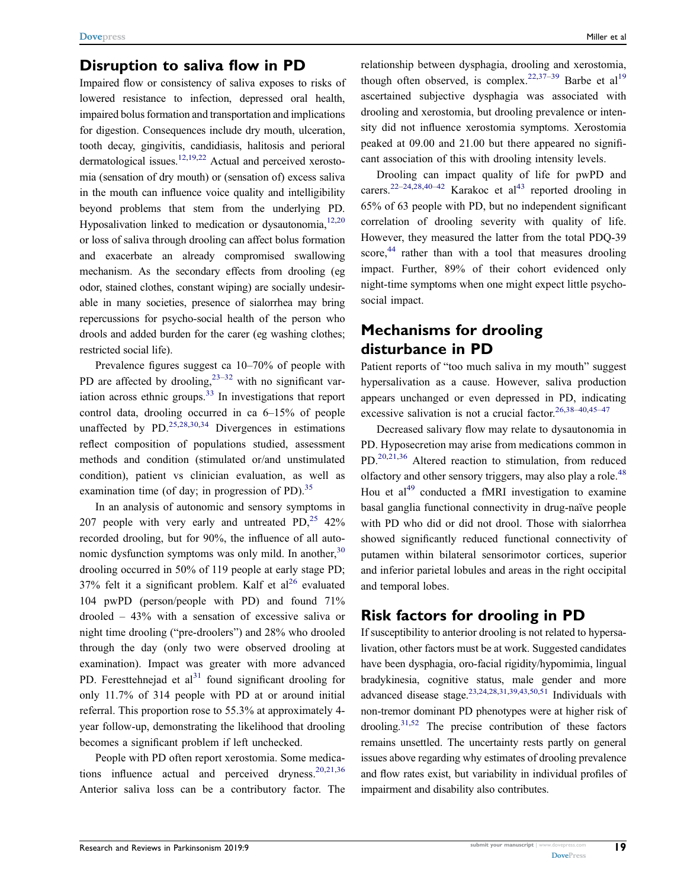## Disruption to saliva flow in PD

Impaired flow or consistency of saliva exposes to risks of lowered resistance to infection, depressed oral health, impaired bolus formation and transportation and implications for digestion. Consequences include dry mouth, ulceration, tooth decay, gingivitis, candidiasis, halitosis and perioral dermatological issues.[12,19,22] Actual and perceived xerostomia (sensation of dry mouth) or (sensation of) excess saliva in the mouth can influence voice quality and intelligibility beyond problems that stem from the underlying PD. Hyposalivation linked to medication or dysautonomia,[12,20] or loss of saliva through drooling can affect bolus formation and exacerbate an already compromised swallowing mechanism. As the secondary effects from drooling (eg odor, stained clothes, constant wiping) are socially undesirable in many societies, presence of sialorrhea may bring repercussions for psycho-social health of the person who drools and added burden for the carer (eg washing clothes; restricted social life).

Prevalence figures suggest ca 10–70% of people with PD are affected by drooling,[23–32] with no significant variation across ethnic groups.[33] In investigations that report control data, drooling occurred in ca 6–15% of people unaffected by PD.[25,28,30,34] Divergences in estimations reflect composition of populations studied, assessment methods and condition (stimulated or/and unstimulated condition), patient vs clinician evaluation, as well as examination time (of day; in progression of PD).[35]

In an analysis of autonomic and sensory symptoms in 207 people with very early and untreated PD,[25] 42% recorded drooling, but for 90%, the influence of all autonomic dysfunction symptoms was only mild. In another,[30] drooling occurred in 50% of 119 people at early stage PD; 37% felt it a significant problem. Kalf et al[26] evaluated 104 pwPD (person/people with PD) and found 71% drooled – 43% with a sensation of excessive saliva or night time drooling ("pre-droolers") and 28% who drooled through the day (only two were observed drooling at examination). Impact was greater with more advanced PD. Feresttehnejad et al[31] found significant drooling for only 11.7% of 314 people with PD at or around initial referral. This proportion rose to 55.3% at approximately 4-year follow-up, demonstrating the likelihood that drooling becomes a significant problem if left unchecked.

People with PD often report xerostomia. Some medications influence actual and perceived dryness.[20,21,36] Anterior saliva loss can be a contributory factor. The relationship between dysphagia, drooling and xerostomia, though often observed, is complex.[22,37–39] Barbe et al[19] ascertained subjective dysphagia was associated with drooling and xerostomia, but drooling prevalence or intensity did not influence xerostomia symptoms. Xerostomia peaked at 09.00 and 21.00 but there appeared no significant association of this with drooling intensity levels.

Drooling can impact quality of life for pwPD and carers.[22–24,28,40–42] Karakoc et al[43] reported drooling in 65% of 63 people with PD, but no independent significant correlation of drooling severity with quality of life. However, they measured the latter from the total PDQ-39 score,[44] rather than with a tool that measures drooling impact. Further, 89% of their cohort evidenced only night-time symptoms when one might expect little psychosocial impact.

## Mechanisms for drooling disturbance in PD

Patient reports of "too much saliva in my mouth" suggest hypersalivation as a cause. However, saliva production appears unchanged or even depressed in PD, indicating excessive salivation is not a crucial factor.[26,38–40,45–47]

Decreased salivary flow may relate to dysautonomia in PD. Hyposecretion may arise from medications common in PD.[20,21,36] Altered reaction to stimulation, from reduced olfactory and other sensory triggers, may also play a role.[48] Hou et al[49] conducted a fMRI investigation to examine basal ganglia functional connectivity in drug-naïve people with PD who did or did not drool. Those with sialorrhea showed significantly reduced functional connectivity of putamen within bilateral sensorimotor cortices, superior and inferior parietal lobules and areas in the right occipital and temporal lobes.

## Risk factors for drooling in PD

If susceptibility to anterior drooling is not related to hypersalivation, other factors must be at work. Suggested candidates have been dysphagia, oro-facial rigidity/hypomimia, lingual bradykinesia, cognitive status, male gender and more advanced disease stage.[23,24,28,31,39,43,50,51] Individuals with non-tremor dominant PD phenotypes were at higher risk of drooling.[31,52] The precise contribution of these factors remains unsettled. The uncertainty rests partly on general issues above regarding why estimates of drooling prevalence and flow rates exist, but variability in individual profiles of impairment and disability also contributes.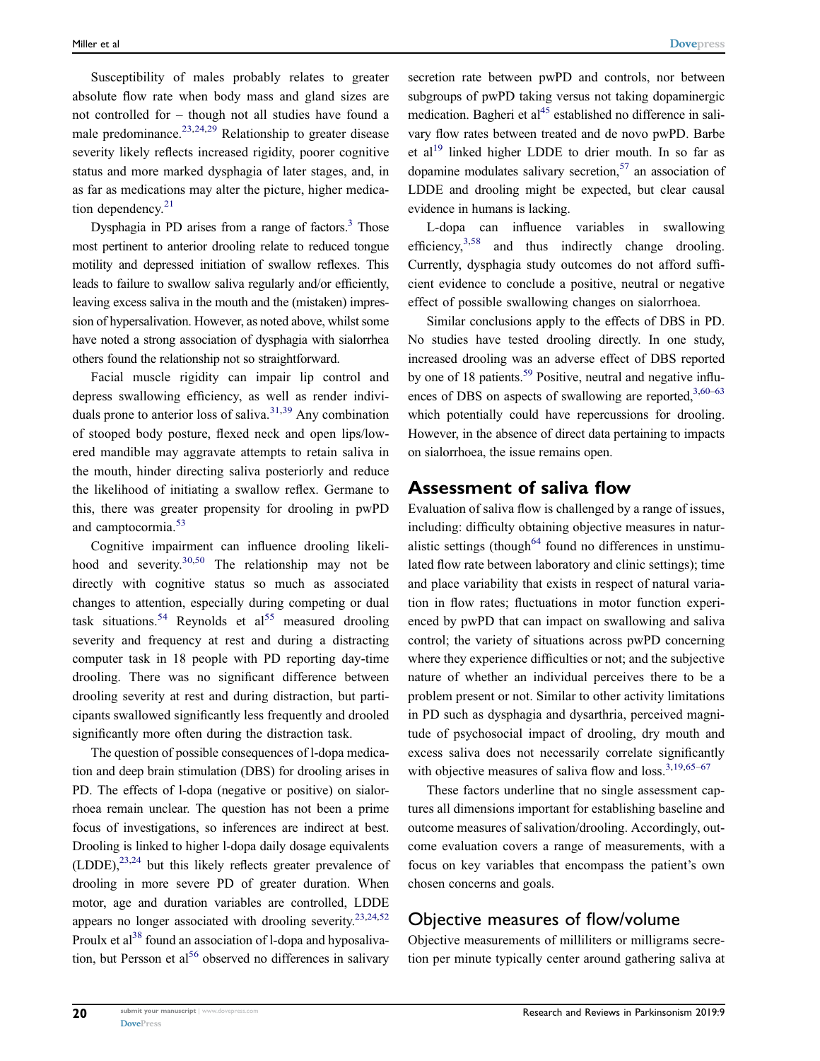Susceptibility of males probably relates to greater absolute flow rate when body mass and gland sizes are not controlled for – though not all studies have found a male predominance.[23,24,29] Relationship to greater disease severity likely reflects increased rigidity, poorer cognitive status and more marked dysphagia of later stages, and, in as far as medications may alter the picture, higher medication dependency.[21]

Dysphagia in PD arises from a range of factors.[3] Those most pertinent to anterior drooling relate to reduced tongue motility and depressed initiation of swallow reflexes. This leads to failure to swallow saliva regularly and/or efficiently, leaving excess saliva in the mouth and the (mistaken) impression of hypersalivation. However, as noted above, whilst some have noted a strong association of dysphagia with sialorrhea others found the relationship not so straightforward.

Facial muscle rigidity can impair lip control and depress swallowing efficiency, as well as render individuals prone to anterior loss of saliva.[31,39] Any combination of stooped body posture, flexed neck and open lips/lowered mandible may aggravate attempts to retain saliva in the mouth, hinder directing saliva posteriorly and reduce the likelihood of initiating a swallow reflex. Germane to this, there was greater propensity for drooling in pwPD and camptocormia.[53]

Cognitive impairment can influence drooling likelihood and severity.[30,50] The relationship may not be directly with cognitive status so much as associated changes to attention, especially during competing or dual task situations.[54] Reynolds et al[55] measured drooling severity and frequency at rest and during a distracting computer task in 18 people with PD reporting day-time drooling. There was no significant difference between drooling severity at rest and during distraction, but participants swallowed significantly less frequently and drooled significantly more often during the distraction task.

The question of possible consequences of l-dopa medication and deep brain stimulation (DBS) for drooling arises in PD. The effects of l-dopa (negative or positive) on sialorrhoea remain unclear. The question has not been a prime focus of investigations, so inferences are indirect at best. Drooling is linked to higher l-dopa daily dosage equivalents (LDDE),[23,24] but this likely reflects greater prevalence of drooling in more severe PD of greater duration. When motor, age and duration variables are controlled, LDDE appears no longer associated with drooling severity.[23,24,52] Proulx et al[38] found an association of l-dopa and hyposalivation, but Persson et al[56] observed no differences in salivary secretion rate between pwPD and controls, nor between subgroups of pwPD taking versus not taking dopaminergic medication. Bagheri et al[45] established no difference in salivary flow rates between treated and de novo pwPD. Barbe et al[19] linked higher LDDE to drier mouth. In so far as dopamine modulates salivary secretion,[57] an association of LDDE and drooling might be expected, but clear causal evidence in humans is lacking.

L-dopa can influence variables in swallowing efficiency,[3,58] and thus indirectly change drooling. Currently, dysphagia study outcomes do not afford sufficient evidence to conclude a positive, neutral or negative effect of possible swallowing changes on sialorrhoea.

Similar conclusions apply to the effects of DBS in PD. No studies have tested drooling directly. In one study, increased drooling was an adverse effect of DBS reported by one of 18 patients.[59] Positive, neutral and negative influences of DBS on aspects of swallowing are reported,[3,60–63] which potentially could have repercussions for drooling. However, in the absence of direct data pertaining to impacts on sialorrhoea, the issue remains open.

## Assessment of saliva flow

Evaluation of saliva flow is challenged by a range of issues, including: difficulty obtaining objective measures in naturalistic settings (though[64] found no differences in unstimulated flow rate between laboratory and clinic settings); time and place variability that exists in respect of natural variation in flow rates; fluctuations in motor function experienced by pwPD that can impact on swallowing and saliva control; the variety of situations across pwPD concerning where they experience difficulties or not; and the subjective nature of whether an individual perceives there to be a problem present or not. Similar to other activity limitations in PD such as dysphagia and dysarthria, perceived magnitude of psychosocial impact of drooling, dry mouth and excess saliva does not necessarily correlate significantly with objective measures of saliva flow and loss.[3,19,65–67]

These factors underline that no single assessment captures all dimensions important for establishing baseline and outcome measures of salivation/drooling. Accordingly, outcome evaluation covers a range of measurements, with a focus on key variables that encompass the patient's own chosen concerns and goals.

### Objective measures of flow/volume

Objective measurements of milliliters or milligrams secretion per minute typically center around gathering saliva at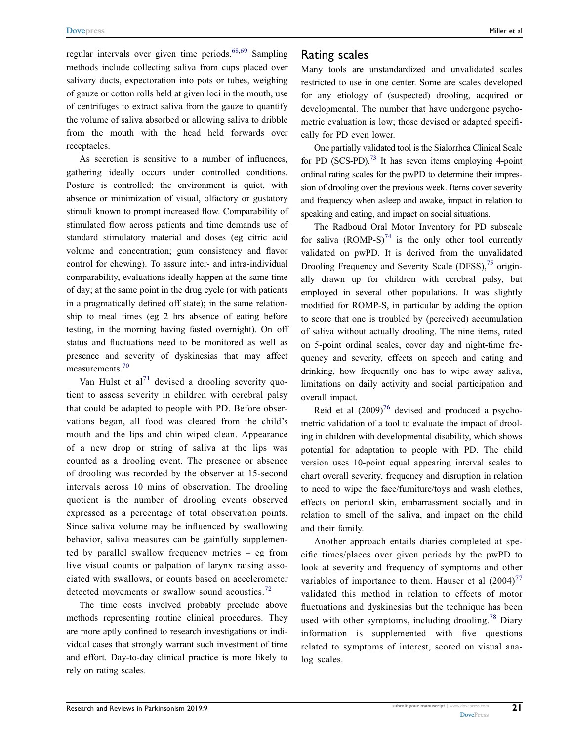regular intervals over given time periods.[68,69] Sampling methods include collecting saliva from cups placed over salivary ducts, expectoration into pots or tubes, weighing of gauze or cotton rolls held at given loci in the mouth, use of centrifuges to extract saliva from the gauze to quantify the volume of saliva absorbed or allowing saliva to dribble from the mouth with the head held forwards over receptacles.

As secretion is sensitive to a number of influences, gathering ideally occurs under controlled conditions. Posture is controlled; the environment is quiet, with absence or minimization of visual, olfactory or gustatory stimuli known to prompt increased flow. Comparability of stimulated flow across patients and time demands use of standard stimulatory material and doses (eg citric acid volume and concentration; gum consistency and flavor control for chewing). To assure inter- and intra-individual comparability, evaluations ideally happen at the same time of day; at the same point in the drug cycle (or with patients in a pragmatically defined off state); in the same relationship to meal times (eg 2 hrs absence of eating before testing, in the morning having fasted overnight). On–off status and fluctuations need to be monitored as well as presence and severity of dyskinesias that may affect measurements.[70]

Van Hulst et al[71] devised a drooling severity quotient to assess severity in children with cerebral palsy that could be adapted to people with PD. Before observations began, all food was cleared from the child's mouth and the lips and chin wiped clean. Appearance of a new drop or string of saliva at the lips was counted as a drooling event. The presence or absence of drooling was recorded by the observer at 15-second intervals across 10 mins of observation. The drooling quotient is the number of drooling events observed expressed as a percentage of total observation points. Since saliva volume may be influenced by swallowing behavior, saliva measures can be gainfully supplemented by parallel swallow frequency metrics – eg from live visual counts or palpation of larynx raising associated with swallows, or counts based on accelerometer detected movements or swallow sound acoustics.[72]

The time costs involved probably preclude above methods representing routine clinical procedures. They are more aptly confined to research investigations or individual cases that strongly warrant such investment of time and effort. Day-to-day clinical practice is more likely to rely on rating scales.

## Rating scales

Many tools are unstandardized and unvalidated scales restricted to use in one center. Some are scales developed for any etiology of (suspected) drooling, acquired or developmental. The number that have undergone psychometric evaluation is low; those devised or adapted specifically for PD even lower.

One partially validated tool is the Sialorrhea Clinical Scale for PD (SCS-PD).[73] It has seven items employing 4-point ordinal rating scales for the pwPD to determine their impression of drooling over the previous week. Items cover severity and frequency when asleep and awake, impact in relation to speaking and eating, and impact on social situations.

The Radboud Oral Motor Inventory for PD subscale for saliva (ROMP-S)[74] is the only other tool currently validated on pwPD. It is derived from the unvalidated Drooling Frequency and Severity Scale (DFSS),[75] originally drawn up for children with cerebral palsy, but employed in several other populations. It was slightly modified for ROMP-S, in particular by adding the option to score that one is troubled by (perceived) accumulation of saliva without actually drooling. The nine items, rated on 5-point ordinal scales, cover day and night-time frequency and severity, effects on speech and eating and drinking, how frequently one has to wipe away saliva, limitations on daily activity and social participation and overall impact.

Reid et al (2009)[76] devised and produced a psychometric validation of a tool to evaluate the impact of drooling in children with developmental disability, which shows potential for adaptation to people with PD. The child version uses 10-point equal appearing interval scales to chart overall severity, frequency and disruption in relation to need to wipe the face/furniture/toys and wash clothes, effects on perioral skin, embarrassment socially and in relation to smell of the saliva, and impact on the child and their family.

Another approach entails diaries completed at specific times/places over given periods by the pwPD to look at severity and frequency of symptoms and other variables of importance to them. Hauser et al (2004)[77] validated this method in relation to effects of motor fluctuations and dyskinesias but the technique has been used with other symptoms, including drooling.[78] Diary information is supplemented with five questions related to symptoms of interest, scored on visual analog scales.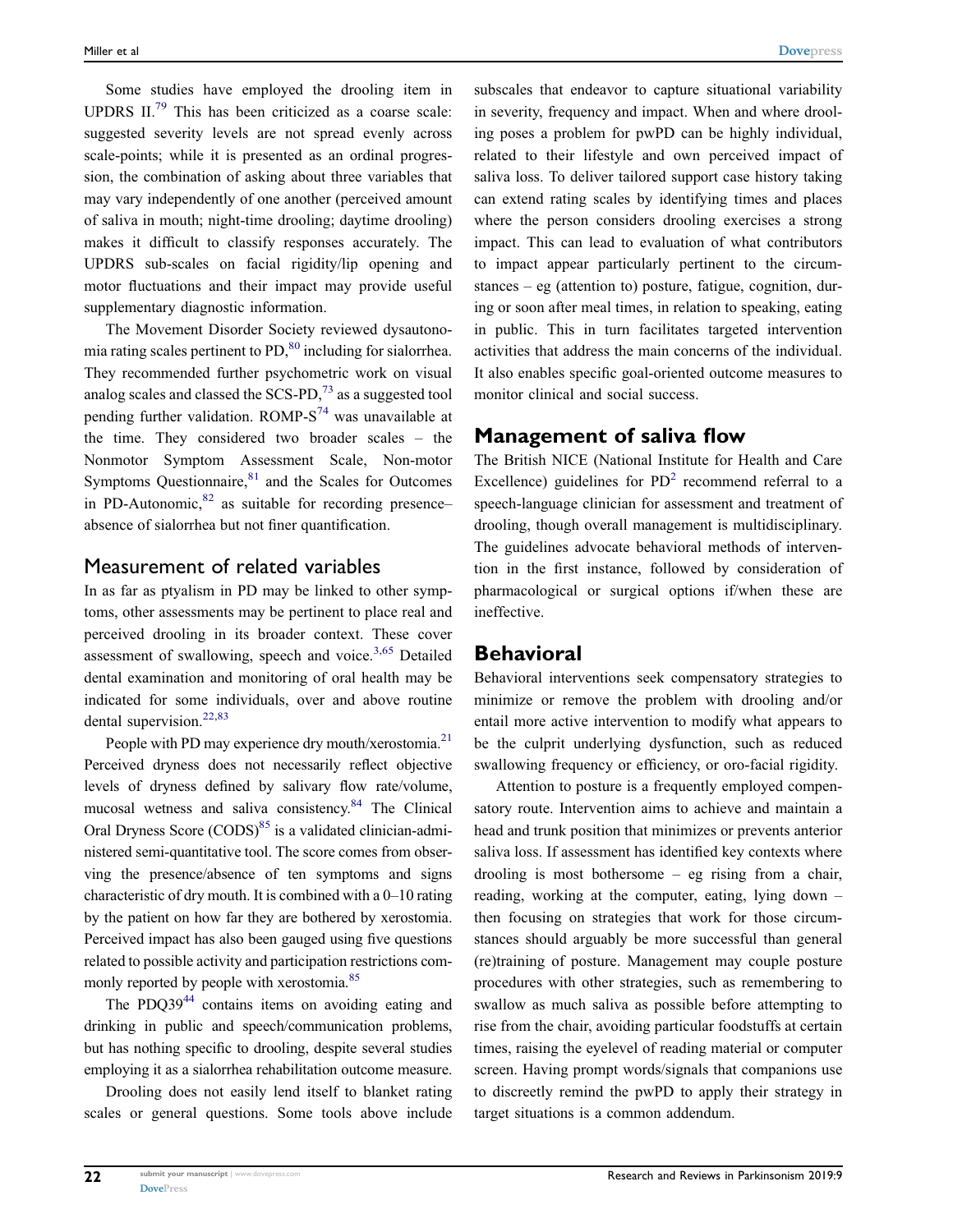Some studies have employed the drooling item in UPDRS II.[79] This has been criticized as a coarse scale: suggested severity levels are not spread evenly across scale-points; while it is presented as an ordinal progression, the combination of asking about three variables that may vary independently of one another (perceived amount of saliva in mouth; night-time drooling; daytime drooling) makes it difficult to classify responses accurately. The UPDRS sub-scales on facial rigidity/lip opening and motor fluctuations and their impact may provide useful supplementary diagnostic information.

The Movement Disorder Society reviewed dysautonomia rating scales pertinent to PD,[80] including for sialorrhea. They recommended further psychometric work on visual analog scales and classed the SCS-PD,[73] as a suggested tool pending further validation. ROMP-S[74] was unavailable at the time. They considered two broader scales – the Nonmotor Symptom Assessment Scale, Non-motor Symptoms Questionnaire,[81] and the Scales for Outcomes in PD-Autonomic,[82] as suitable for recording presence–absence of sialorrhea but not finer quantification.

## Measurement of related variables

In as far as ptyalism in PD may be linked to other symptoms, other assessments may be pertinent to place real and perceived drooling in its broader context. These cover assessment of swallowing, speech and voice.[3,65] Detailed dental examination and monitoring of oral health may be indicated for some individuals, over and above routine dental supervision.[22,83]

People with PD may experience dry mouth/xerostomia.[21] Perceived dryness does not necessarily reflect objective levels of dryness defined by salivary flow rate/volume, mucosal wetness and saliva consistency.[84] The Clinical Oral Dryness Score (CODS)[85] is a validated clinician-administered semi-quantitative tool. The score comes from observing the presence/absence of ten symptoms and signs characteristic of dry mouth. It is combined with a 0–10 rating by the patient on how far they are bothered by xerostomia. Perceived impact has also been gauged using five questions related to possible activity and participation restrictions commonly reported by people with xerostomia.[85]

The PDQ39[44] contains items on avoiding eating and drinking in public and speech/communication problems, but has nothing specific to drooling, despite several studies employing it as a sialorrhea rehabilitation outcome measure.

Drooling does not easily lend itself to blanket rating scales or general questions. Some tools above include subscales that endeavor to capture situational variability in severity, frequency and impact. When and where drooling poses a problem for pwPD can be highly individual, related to their lifestyle and own perceived impact of saliva loss. To deliver tailored support case history taking can extend rating scales by identifying times and places where the person considers drooling exercises a strong impact. This can lead to evaluation of what contributors to impact appear particularly pertinent to the circumstances – eg (attention to) posture, fatigue, cognition, during or soon after meal times, in relation to speaking, eating in public. This in turn facilitates targeted intervention activities that address the main concerns of the individual. It also enables specific goal-oriented outcome measures to monitor clinical and social success.

## Management of saliva flow

The British NICE (National Institute for Health and Care Excellence) guidelines for PD[2] recommend referral to a speech-language clinician for assessment and treatment of drooling, though overall management is multidisciplinary. The guidelines advocate behavioral methods of intervention in the first instance, followed by consideration of pharmacological or surgical options if/when these are ineffective.

## Behavioral

Behavioral interventions seek compensatory strategies to minimize or remove the problem with drooling and/or entail more active intervention to modify what appears to be the culprit underlying dysfunction, such as reduced swallowing frequency or efficiency, or oro-facial rigidity.

Attention to posture is a frequently employed compensatory route. Intervention aims to achieve and maintain a head and trunk position that minimizes or prevents anterior saliva loss. If assessment has identified key contexts where drooling is most bothersome – eg rising from a chair, reading, working at the computer, eating, lying down – then focusing on strategies that work for those circumstances should arguably be more successful than general (re)training of posture. Management may couple posture procedures with other strategies, such as remembering to swallow as much saliva as possible before attempting to rise from the chair, avoiding particular foodstuffs at certain times, raising the eyelevel of reading material or computer screen. Having prompt words/signals that companions use to discreetly remind the pwPD to apply their strategy in target situations is a common addendum.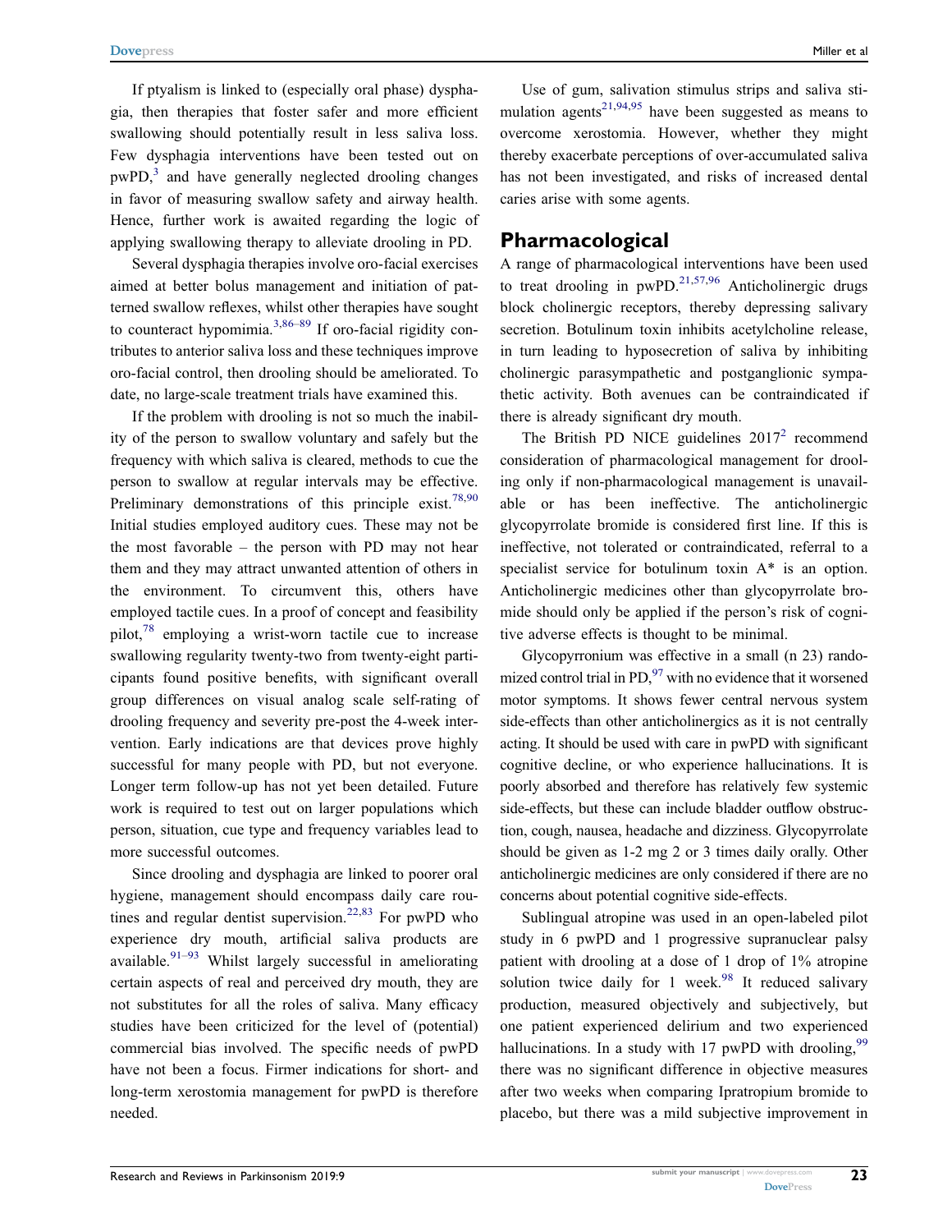If ptyalism is linked to (especially oral phase) dysphagia, then therapies that foster safer and more efficient swallowing should potentially result in less saliva loss. Few dysphagia interventions have been tested out on pwPD,[3] and have generally neglected drooling changes in favor of measuring swallow safety and airway health. Hence, further work is awaited regarding the logic of applying swallowing therapy to alleviate drooling in PD.

Several dysphagia therapies involve oro-facial exercises aimed at better bolus management and initiation of patterned swallow reflexes, whilst other therapies have sought to counteract hypomimia.[3,86–89] If oro-facial rigidity contributes to anterior saliva loss and these techniques improve oro-facial control, then drooling should be ameliorated. To date, no large-scale treatment trials have examined this.

If the problem with drooling is not so much the inability of the person to swallow voluntary and safely but the frequency with which saliva is cleared, methods to cue the person to swallow at regular intervals may be effective. Preliminary demonstrations of this principle exist.[78,90] Initial studies employed auditory cues. These may not be the most favorable – the person with PD may not hear them and they may attract unwanted attention of others in the environment. To circumvent this, others have employed tactile cues. In a proof of concept and feasibility pilot,[78] employing a wrist-worn tactile cue to increase swallowing regularity twenty-two from twenty-eight participants found positive benefits, with significant overall group differences on visual analog scale self-rating of drooling frequency and severity pre-post the 4-week intervention. Early indications are that devices prove highly successful for many people with PD, but not everyone. Longer term follow-up has not yet been detailed. Future work is required to test out on larger populations which person, situation, cue type and frequency variables lead to more successful outcomes.

Since drooling and dysphagia are linked to poorer oral hygiene, management should encompass daily care routines and regular dentist supervision.[22,83] For pwPD who experience dry mouth, artificial saliva products are available.[91–93] Whilst largely successful in ameliorating certain aspects of real and perceived dry mouth, they are not substitutes for all the roles of saliva. Many efficacy studies have been criticized for the level of (potential) commercial bias involved. The specific needs of pwPD have not been a focus. Firmer indications for short- and long-term xerostomia management for pwPD is therefore needed.

Use of gum, salivation stimulus strips and saliva stimulation agents[21,94,95] have been suggested as means to overcome xerostomia. However, whether they might thereby exacerbate perceptions of over-accumulated saliva has not been investigated, and risks of increased dental caries arise with some agents.

## Pharmacological

A range of pharmacological interventions have been used to treat drooling in pwPD.[21,57,96] Anticholinergic drugs block cholinergic receptors, thereby depressing salivary secretion. Botulinum toxin inhibits acetylcholine release, in turn leading to hyposecretion of saliva by inhibiting cholinergic parasympathetic and postganglionic sympathetic activity. Both avenues can be contraindicated if there is already significant dry mouth.

The British PD NICE guidelines 2017[2] recommend consideration of pharmacological management for drooling only if non-pharmacological management is unavailable or has been ineffective. The anticholinergic glycopyrrolate bromide is considered first line. If this is ineffective, not tolerated or contraindicated, referral to a specialist service for botulinum toxin A* is an option. Anticholinergic medicines other than glycopyrrolate bromide should only be applied if the person's risk of cognitive adverse effects is thought to be minimal.

Glycopyrronium was effective in a small (n 23) randomized control trial in PD,[97] with no evidence that it worsened motor symptoms. It shows fewer central nervous system side-effects than other anticholinergics as it is not centrally acting. It should be used with care in pwPD with significant cognitive decline, or who experience hallucinations. It is poorly absorbed and therefore has relatively few systemic side-effects, but these can include bladder outflow obstruction, cough, nausea, headache and dizziness. Glycopyrrolate should be given as 1-2 mg 2 or 3 times daily orally. Other anticholinergic medicines are only considered if there are no concerns about potential cognitive side-effects.

Sublingual atropine was used in an open-labeled pilot study in 6 pwPD and 1 progressive supranuclear palsy patient with drooling at a dose of 1 drop of 1% atropine solution twice daily for 1 week.[98] It reduced salivary production, measured objectively and subjectively, but one patient experienced delirium and two experienced hallucinations. In a study with 17 pwPD with drooling,[99] there was no significant difference in objective measures after two weeks when comparing Ipratropium bromide to placebo, but there was a mild subjective improvement in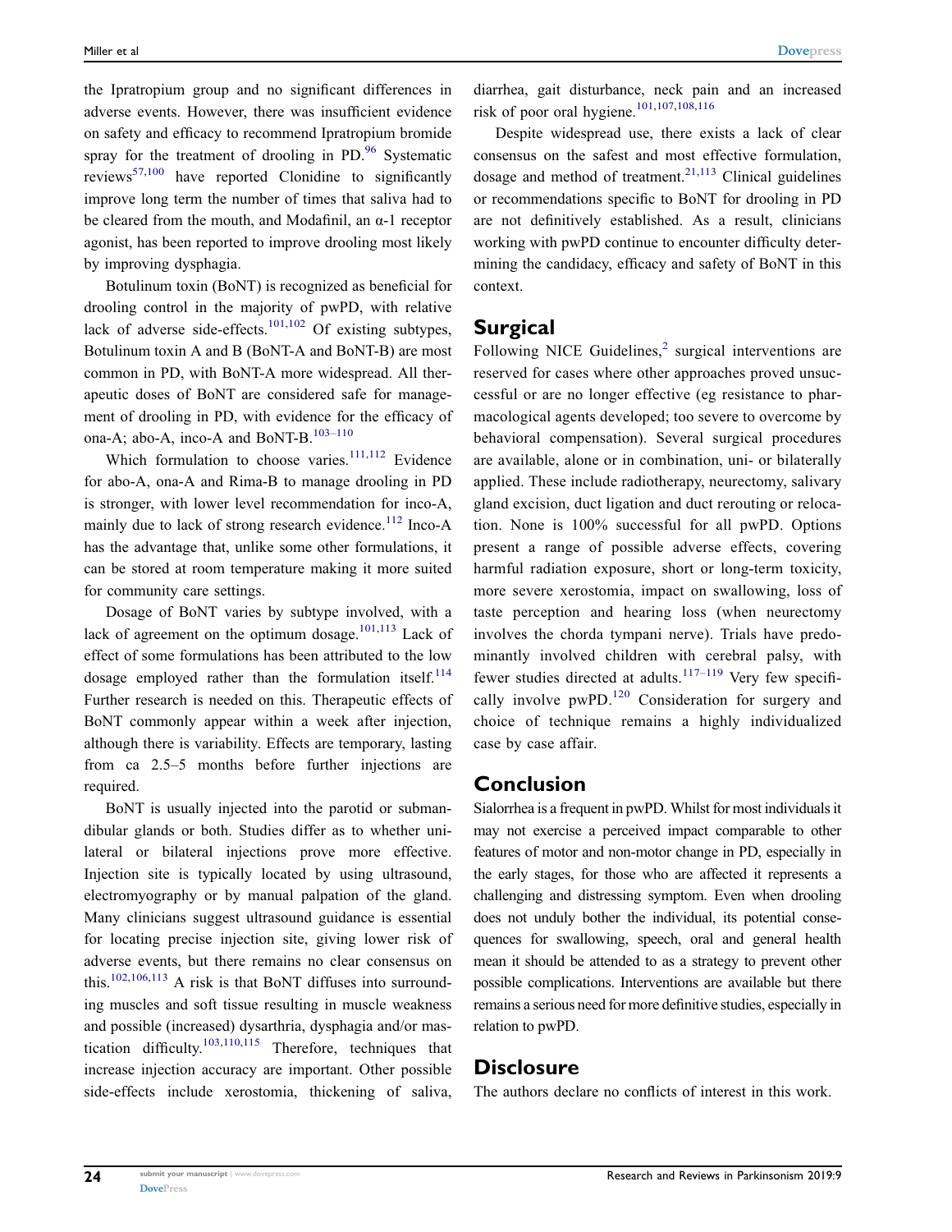the Ipratropium group and no significant differences in adverse events. However, there was insufficient evidence on safety and efficacy to recommend Ipratropium bromide spray for the treatment of drooling in PD.[96] Systematic reviews[57,100] have reported Clonidine to significantly improve long term the number of times that saliva had to be cleared from the mouth, and Modafinil, an α-1 receptor agonist, has been reported to improve drooling most likely by improving dysphagia.

Botulinum toxin (BoNT) is recognized as beneficial for drooling control in the majority of pwPD, with relative lack of adverse side-effects.[101,102] Of existing subtypes, Botulinum toxin A and B (BoNT-A and BoNT-B) are most common in PD, with BoNT-A more widespread. All therapeutic doses of BoNT are considered safe for management of drooling in PD, with evidence for the efficacy of ona-A; abo-A, inco-A and BoNT-B.[103–110]

Which formulation to choose varies.[111,112] Evidence for abo-A, ona-A and Rima-B to manage drooling in PD is stronger, with lower level recommendation for inco-A, mainly due to lack of strong research evidence.[112] Inco-A has the advantage that, unlike some other formulations, it can be stored at room temperature making it more suited for community care settings.

Dosage of BoNT varies by subtype involved, with a lack of agreement on the optimum dosage.[101,113] Lack of effect of some formulations has been attributed to the low dosage employed rather than the formulation itself.[114] Further research is needed on this. Therapeutic effects of BoNT commonly appear within a week after injection, although there is variability. Effects are temporary, lasting from ca 2.5–5 months before further injections are required.

BoNT is usually injected into the parotid or submandibular glands or both. Studies differ as to whether unilateral or bilateral injections prove more effective. Injection site is typically located by using ultrasound, electromyography or by manual palpation of the gland. Many clinicians suggest ultrasound guidance is essential for locating precise injection site, giving lower risk of adverse events, but there remains no clear consensus on this.[102,106,113] A risk is that BoNT diffuses into surrounding muscles and soft tissue resulting in muscle weakness and possible (increased) dysarthria, dysphagia and/or mastication difficulty.[103,110,115] Therefore, techniques that increase injection accuracy are important. Other possible side-effects include xerostomia, thickening of saliva, diarrhea, gait disturbance, neck pain and an increased risk of poor oral hygiene.[101,107,108,116]

Despite widespread use, there exists a lack of clear consensus on the safest and most effective formulation, dosage and method of treatment.[21,113] Clinical guidelines or recommendations specific to BoNT for drooling in PD are not definitively established. As a result, clinicians working with pwPD continue to encounter difficulty determining the candidacy, efficacy and safety of BoNT in this context.

## Surgical

Following NICE Guidelines,[2] surgical interventions are reserved for cases where other approaches proved unsuccessful or are no longer effective (eg resistance to pharmacological agents developed; too severe to overcome by behavioral compensation). Several surgical procedures are available, alone or in combination, uni- or bilaterally applied. These include radiotherapy, neurectomy, salivary gland excision, duct ligation and duct rerouting or relocation. None is 100% successful for all pwPD. Options present a range of possible adverse effects, covering harmful radiation exposure, short or long-term toxicity, more severe xerostomia, impact on swallowing, loss of taste perception and hearing loss (when neurectomy involves the chorda tympani nerve). Trials have predominantly involved children with cerebral palsy, with fewer studies directed at adults.[117–119] Very few specifically involve pwPD.[120] Consideration for surgery and choice of technique remains a highly individualized case by case affair.

## Conclusion

Sialorrhea is a frequent in pwPD. Whilst for most individuals it may not exercise a perceived impact comparable to other features of motor and non-motor change in PD, especially in the early stages, for those who are affected it represents a challenging and distressing symptom. Even when drooling does not unduly bother the individual, its potential consequences for swallowing, speech, oral and general health mean it should be attended to as a strategy to prevent other possible complications. Interventions are available but there remains a serious need for more definitive studies, especially in relation to pwPD.

## Disclosure

The authors declare no conflicts of interest in this work.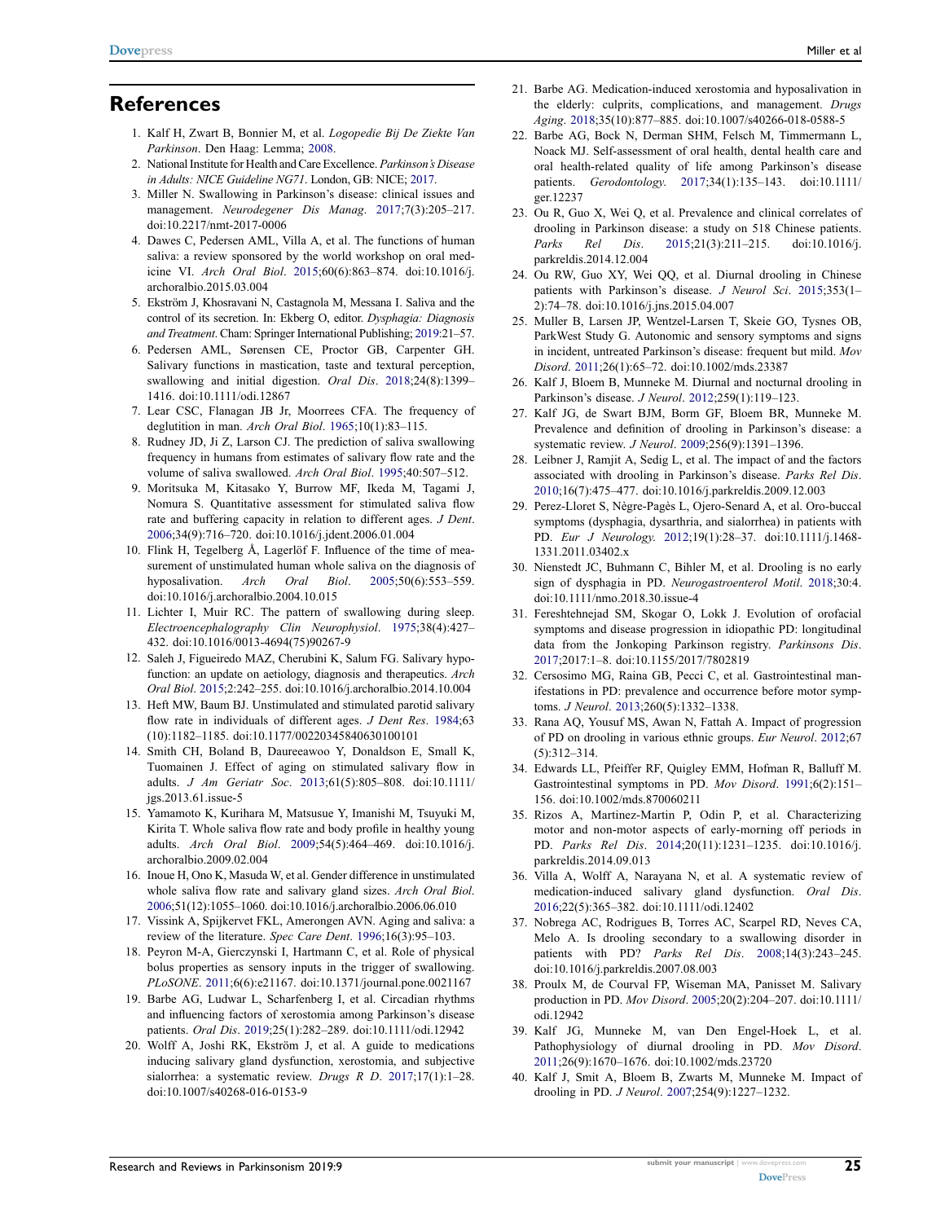## References

1. Kalf H, Zwart B, Bonnier M, et al. *Logopedie Bij De Ziekte Van Parkinson*. Den Haag: Lemma; 2008.
2. National Institute for Health and Care Excellence. *Parkinson's Disease in Adults: NICE Guideline NG71*. London, GB: NICE; 2017.
3. Miller N. Swallowing in Parkinson's disease: clinical issues and management. *Neurodegener Dis Manag*. 2017;7(3):205–217. doi:10.2217/nmt-2017-0006
4. Dawes C, Pedersen AML, Villa A, et al. The functions of human saliva: a review sponsored by the world workshop on oral medicine VI. *Arch Oral Biol*. 2015;60(6):863–874. doi:10.1016/j.archoralbio.2015.03.004
5. Ekström J, Khosravani N, Castagnola M, Messana I. Saliva and the control of its secretion. In: Ekberg O, editor. *Dysphagia: Diagnosis and Treatment*. Cham: Springer International Publishing; 2019:21–57.
6. Pedersen AML, Sørensen CE, Proctor GB, Carpenter GH. Salivary functions in mastication, taste and textural perception, swallowing and initial digestion. *Oral Dis*. 2018;24(8):1399–1416. doi:10.1111/odi.12867
7. Lear CSC, Flanagan JB Jr, Moorrees CFA. The frequency of deglutition in man. *Arch Oral Biol*. 1965;10(1):83–115.
8. Rudney JD, Ji Z, Larson CJ. The prediction of saliva swallowing frequency in humans from estimates of salivary flow rate and the volume of saliva swallowed. *Arch Oral Biol*. 1995;40:507–512.
9. Moritsuka M, Kitasako Y, Burrow MF, Ikeda M, Tagami J, Nomura S. Quantitative assessment for stimulated saliva flow rate and buffering capacity in relation to different ages. *J Dent*. 2006;34(9):716–720. doi:10.1016/j.jdent.2006.01.004
10. Flink H, Tegelberg Å, Lagerlöf F. Influence of the time of measurement of unstimulated human whole saliva on the diagnosis of hyposalivation. *Arch Oral Biol*. 2005;50(6):553–559. doi:10.1016/j.archoralbio.2004.10.015
11. Lichter I, Muir RC. The pattern of swallowing during sleep. *Electroencephalography Clin Neurophysiol*. 1975;38(4):427–432. doi:10.1016/0013-4694(75)90267-9
12. Saleh J, Figueiredo MAZ, Cherubini K, Salum FG. Salivary hypofunction: an update on aetiology, diagnosis and therapeutics. *Arch Oral Biol*. 2015;2:242–255. doi:10.1016/j.archoralbio.2014.10.004
13. Heft MW, Baum BJ. Unstimulated and stimulated parotid salivary flow rate in individuals of different ages. *J Dent Res*. 1984;63(10):1182–1185. doi:10.1177/00220345840630100101
14. Smith CH, Boland B, Daureeawoo Y, Donaldson E, Small K, Tuomainen J. Effect of aging on stimulated salivary flow in adults. *J Am Geriatr Soc*. 2013;61(5):805–808. doi:10.1111/jgs.2013.61.issue-5
15. Yamamoto K, Kurihara M, Matsusue Y, Imanishi M, Tsuyuki M, Kirita T. Whole saliva flow rate and body profile in healthy young adults. *Arch Oral Biol*. 2009;54(5):464–469. doi:10.1016/j.archoralbio.2009.02.004
16. Inoue H, Ono K, Masuda W, et al. Gender difference in unstimulated whole saliva flow rate and salivary gland sizes. *Arch Oral Biol*. 2006;51(12):1055–1060. doi:10.1016/j.archoralbio.2006.06.010
17. Vissink A, Spijkervet FKL, Amerongen AVN. Aging and saliva: a review of the literature. *Spec Care Dent*. 1996;16(3):95–103.
18. Peyron M-A, Gierczynski I, Hartmann C, et al. Role of physical bolus properties as sensory inputs in the trigger of swallowing. *PLoSONE*. 2011;6(6):e21167. doi:10.1371/journal.pone.0021167
19. Barbe AG, Ludwar L, Scharfenberg I, et al. Circadian rhythms and influencing factors of xerostomia among Parkinson's disease patients. *Oral Dis*. 2019;25(1):282–289. doi:10.1111/odi.12942
20. Wolff A, Joshi RK, Ekström J, et al. A guide to medications inducing salivary gland dysfunction, xerostomia, and subjective sialorrhea: a systematic review. *Drugs R D*. 2017;17(1):1–28. doi:10.1007/s40268-016-0153-9
21. Barbe AG. Medication-induced xerostomia and hyposalivation in the elderly: culprits, complications, and management. *Drugs Aging*. 2018;35(10):877–885. doi:10.1007/s40266-018-0588-5
22. Barbe AG, Bock N, Derman SHM, Felsch M, Timmermann L, Noack MJ. Self-assessment of oral health, dental health care and oral health-related quality of life among Parkinson's disease patients. *Gerodontology*. 2017;34(1):135–143. doi:10.1111/ger.12237
23. Ou R, Guo X, Wei Q, et al. Prevalence and clinical correlates of drooling in Parkinson disease: a study on 518 Chinese patients. *Parks Rel Dis*. 2015;21(3):211–215. doi:10.1016/j.parkreldis.2014.12.004
24. Ou RW, Guo XY, Wei QQ, et al. Diurnal drooling in Chinese patients with Parkinson's disease. *J Neurol Sci*. 2015;353(1–2):74–78. doi:10.1016/j.jns.2015.04.007
25. Muller B, Larsen JP, Wentzel-Larsen T, Skeie GO, Tysnes OB, ParkWest Study G. Autonomic and sensory symptoms and signs in incident, untreated Parkinson's disease: frequent but mild. *Mov Disord*. 2011;26(1):65–72. doi:10.1002/mds.23387
26. Kalf J, Bloem B, Munneke M. Diurnal and nocturnal drooling in Parkinson's disease. *J Neurol*. 2012;259(1):119–123.
27. Kalf JG, de Swart BJM, Borm GF, Bloem BR, Munneke M. Prevalence and definition of drooling in Parkinson's disease: a systematic review. *J Neurol*. 2009;256(9):1391–1396.
28. Leibner J, Ramjit A, Sedig L, et al. The impact of and the factors associated with drooling in Parkinson's disease. *Parks Rel Dis*. 2010;16(7):475–477. doi:10.1016/j.parkreldis.2009.12.003
29. Perez-Lloret S, Nègre-Pagès L, Ojero-Senard A, et al. Oro-buccal symptoms (dysphagia, dysarthria, and sialorrhea) in patients with PD. *Eur J Neurology*. 2012;19(1):28–37. doi:10.1111/j.1468-1331.2011.03402.x
30. Nienstedt JC, Buhmann C, Bihler M, et al. Drooling is no early sign of dysphagia in PD. *Neurogastroenterol Motil*. 2018;30:4. doi:10.1111/nmo.2018.30.issue-4
31. Fereshtehnejad SM, Skogar O, Lokk J. Evolution of orofacial symptoms and disease progression in idiopathic PD: longitudinal data from the Jonkoping Parkinson registry. *Parkinsons Dis*. 2017;2017:1–8. doi:10.1155/2017/7802819
32. Cersosimo MG, Raina GB, Pecci C, et al. Gastrointestinal manifestations in PD: prevalence and occurrence before motor symptoms. *J Neurol*. 2013;260(5):1332–1338.
33. Rana AQ, Yousuf MS, Awan N, Fattah A. Impact of progression of PD on drooling in various ethnic groups. *Eur Neurol*. 2012;67(5):312–314.
34. Edwards LL, Pfeiffer RF, Quigley EMM, Hofman R, Balluff M. Gastrointestinal symptoms in PD. *Mov Disord*. 1991;6(2):151–156. doi:10.1002/mds.870060211
35. Rizos A, Martinez-Martin P, Odin P, et al. Characterizing motor and non-motor aspects of early-morning off periods in PD. *Parks Rel Dis*. 2014;20(11):1231–1235. doi:10.1016/j.parkreldis.2014.09.013
36. Villa A, Wolff A, Narayana N, et al. A systematic review of medication-induced salivary gland dysfunction. *Oral Dis*. 2016;22(5):365–382. doi:10.1111/odi.12402
37. Nobrega AC, Rodrigues B, Torres AC, Scarpel RD, Neves CA, Melo A. Is drooling secondary to a swallowing disorder in patients with PD? *Parks Rel Dis*. 2008;14(3):243–245. doi:10.1016/j.parkreldis.2007.08.003
38. Proulx M, de Courval FP, Wiseman MA, Panisset M. Salivary production in PD. *Mov Disord*. 2005;20(2):204–207. doi:10.1111/odi.12942
39. Kalf JG, Munneke M, van Den Engel-Hoek L, et al. Pathophysiology of diurnal drooling in PD. *Mov Disord*. 2011;26(9):1670–1676. doi:10.1002/mds.23720
40. Kalf J, Smit A, Bloem B, Zwarts M, Munneke M. Impact of drooling in PD. *J Neurol*. 2007;254(9):1227–1232.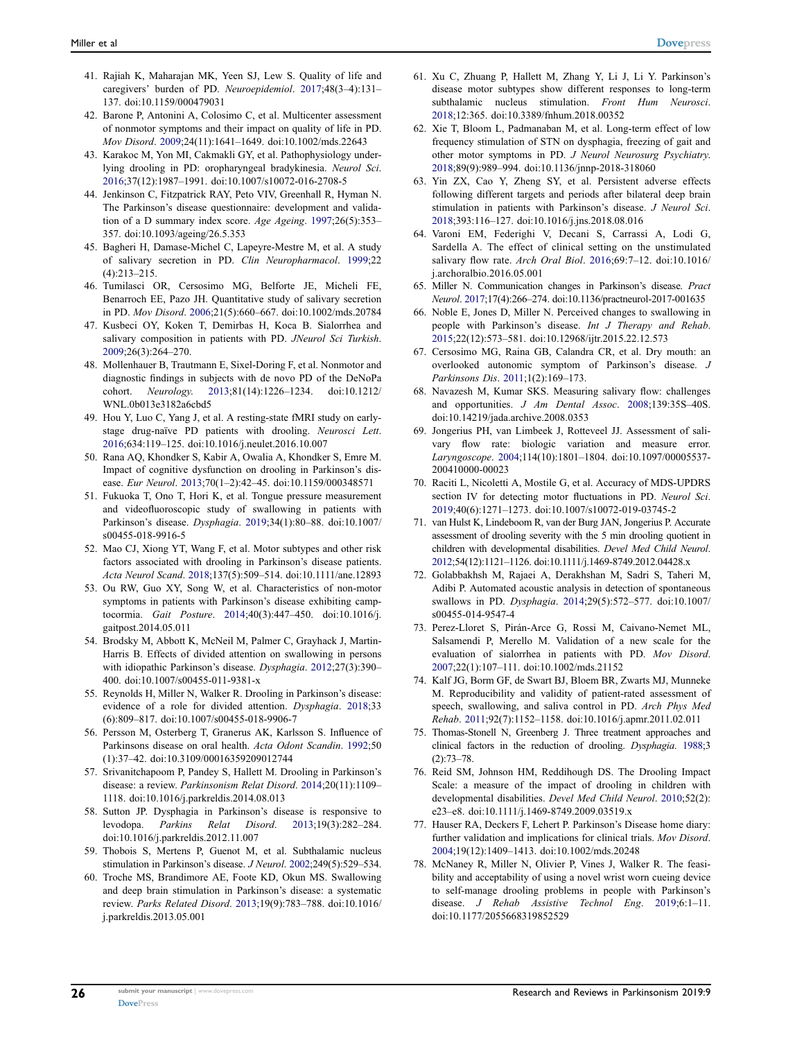41. Rajiah K, Maharajan MK, Yeen SJ, Lew S. Quality of life and caregivers' burden of PD. *Neuroepidemiol*. 2017;48(3–4):131–137. doi:10.1159/000479031
42. Barone P, Antonini A, Colosimo C, et al. Multicenter assessment of nonmotor symptoms and their impact on quality of life in PD. *Mov Disord*. 2009;24(11):1641–1649. doi:10.1002/mds.22643
43. Karakoc M, Yon MI, Cakmakli GY, et al. Pathophysiology underlying drooling in PD: oropharyngeal bradykinesia. *Neurol Sci*. 2016;37(12):1987–1991. doi:10.1007/s10072-016-2708-5
44. Jenkinson C, Fitzpatrick RAY, Peto VIV, Greenhall R, Hyman N. The Parkinson's disease questionnaire: development and validation of a D summary index score. *Age Ageing*. 1997;26(5):353–357. doi:10.1093/ageing/26.5.353
45. Bagheri H, Damase-Michel C, Lapeyre-Mestre M, et al. A study of salivary secretion in PD. *Clin Neuropharmacol*. 1999;22(4):213–215.
46. Tumilasci OR, Cersosimo MG, Belforte JE, Micheli FE, Benarroch EE, Pazo JH. Quantitative study of salivary secretion in PD. *Mov Disord*. 2006;21(5):660–667. doi:10.1002/mds.20784
47. Kusbeci OY, Koken T, Demirbas H, Koca B. Sialorrhea and salivary composition in patients with PD. *JNeurol Sci Turkish*. 2009;26(3):264–270.
48. Mollenhauer B, Trautmann E, Sixel-Doring F, et al. Nonmotor and diagnostic findings in subjects with de novo PD of the DeNoPa cohort. *Neurology*. 2013;81(14):1226–1234. doi:10.1212/WNL.0b013e3182a6cbd5
49. Hou Y, Luo C, Yang J, et al. A resting-state fMRI study on early-stage drug-naïve PD patients with drooling. *Neurosci Lett*. 2016;634:119–125. doi:10.1016/j.neulet.2016.10.007
50. Rana AQ, Khondker S, Kabir A, Owalia A, Khondker S, Emre M. Impact of cognitive dysfunction on drooling in Parkinson's disease. *Eur Neurol*. 2013;70(1–2):42–45. doi:10.1159/000348571
51. Fukuoka T, Ono T, Hori K, et al. Tongue pressure measurement and videofluoroscopic study of swallowing in patients with Parkinson's disease. *Dysphagia*. 2019;34(1):80–88. doi:10.1007/s00455-018-9916-5
52. Mao CJ, Xiong YT, Wang F, et al. Motor subtypes and other risk factors associated with drooling in Parkinson's disease patients. *Acta Neurol Scand*. 2018;137(5):509–514. doi:10.1111/ane.12893
53. Ou RW, Guo XY, Song W, et al. Characteristics of non-motor symptoms in patients with Parkinson's disease exhibiting camptocormia. *Gait Posture*. 2014;40(3):447–450. doi:10.1016/j.gaitpost.2014.05.011
54. Brodsky M, Abbott K, McNeil M, Palmer C, Grayhack J, Martin-Harris B. Effects of divided attention on swallowing in persons with idiopathic Parkinson's disease. *Dysphagia*. 2012;27(3):390–400. doi:10.1007/s00455-011-9381-x
55. Reynolds H, Miller N, Walker R. Drooling in Parkinson's disease: evidence of a role for divided attention. *Dysphagia*. 2018;33(6):809–817. doi:10.1007/s00455-018-9906-7
56. Persson M, Osterberg T, Granerus AK, Karlsson S. Influence of Parkinsons disease on oral health. *Acta Odont Scandin*. 1992;50(1):37–42. doi:10.3109/00016359209012744
57. Srivanitchapoom P, Pandey S, Hallett M. Drooling in Parkinson's disease: a review. *Parkinsonism Relat Disord*. 2014;20(11):1109–1118. doi:10.1016/j.parkreldis.2014.08.013
58. Sutton JP. Dysphagia in Parkinson's disease is responsive to levodopa. *Parkins Relat Disord*. 2013;19(3):282–284. doi:10.1016/j.parkreldis.2012.11.007
59. Thobois S, Mertens P, Guenot M, et al. Subthalamic nucleus stimulation in Parkinson's disease. *J Neurol*. 2002;249(5):529–534.
60. Troche MS, Brandimore AE, Foote KD, Okun MS. Swallowing and deep brain stimulation in Parkinson's disease: a systematic review. *Parks Related Disord*. 2013;19(9):783–788. doi:10.1016/j.parkreldis.2013.05.001
61. Xu C, Zhuang P, Hallett M, Zhang Y, Li J, Li Y. Parkinson's disease motor subtypes show different responses to long-term subthalamic nucleus stimulation. *Front Hum Neurosci*. 2018;12:365. doi:10.3389/fnhum.2018.00352
62. Xie T, Bloom L, Padmanaban M, et al. Long-term effect of low frequency stimulation of STN on dysphagia, freezing of gait and other motor symptoms in PD. *J Neurol Neurosurg Psychiatry*. 2018;89(9):989–994. doi:10.1136/jnnp-2018-318060
63. Yin ZX, Cao Y, Zheng SY, et al. Persistent adverse effects following different targets and periods after bilateral deep brain stimulation in patients with Parkinson's disease. *J Neurol Sci*. 2018;393:116–127. doi:10.1016/j.jns.2018.08.016
64. Varoni EM, Federighi V, Decani S, Carrassi A, Lodi G, Sardella A. The effect of clinical setting on the unstimulated salivary flow rate. *Arch Oral Biol*. 2016;69:7–12. doi:10.1016/j.archoralbio.2016.05.001
65. Miller N. Communication changes in Parkinson's disease. *Pract Neurol*. 2017;17(4):266–274. doi:10.1136/practneurol-2017-001635
66. Noble E, Jones D, Miller N. Perceived changes to swallowing in people with Parkinson's disease. *Int J Therapy and Rehab*. 2015;22(12):573–581. doi:10.12968/ijtr.2015.22.12.573
67. Cersosimo MG, Raina GB, Calandra CR, et al. Dry mouth: an overlooked autonomic symptom of Parkinson's disease. *J Parkinsons Dis*. 2011;1(2):169–173.
68. Navazesh M, Kumar SKS. Measuring salivary flow: challenges and opportunities. *J Am Dental Assoc*. 2008;139:35S–40S. doi:10.14219/jada.archive.2008.0353
69. Jongerius PH, van Limbeek J, Rotteveel JJ. Assessment of salivary flow rate: biologic variation and measure error. *Laryngoscope*. 2004;114(10):1801–1804. doi:10.1097/00005537-200410000-00023
70. Raciti L, Nicoletti A, Mostile G, et al. Accuracy of MDS-UPDRS section IV for detecting motor fluctuations in PD. *Neurol Sci*. 2019;40(6):1271–1273. doi:10.1007/s10072-019-03745-2
71. van Hulst K, Lindeboom R, van der Burg JAN, Jongerius P. Accurate assessment of drooling severity with the 5 min drooling quotient in children with developmental disabilities. *Devel Med Child Neurol*. 2012;54(12):1121–1126. doi:10.1111/j.1469-8749.2012.04428.x
72. Golabbakhsh M, Rajaei A, Derakhshan M, Sadri S, Taheri M, Adibi P. Automated acoustic analysis in detection of spontaneous swallows in PD. *Dysphagia*. 2014;29(5):572–577. doi:10.1007/s00455-014-9547-4
73. Perez-Lloret S, Pirán-Arce G, Rossi M, Caivano-Nemet ML, Salsamendi P, Merello M. Validation of a new scale for the evaluation of sialorrhea in patients with PD. *Mov Disord*. 2007;22(1):107–111. doi:10.1002/mds.21152
74. Kalf JG, Borm GF, de Swart BJ, Bloem BR, Zwarts MJ, Munneke M. Reproducibility and validity of patient-rated assessment of speech, swallowing, and saliva control in PD. *Arch Phys Med Rehab*. 2011;92(7):1152–1158. doi:10.1016/j.apmr.2011.02.011
75. Thomas-Stonell N, Greenberg J. Three treatment approaches and clinical factors in the reduction of drooling. *Dysphagia*. 1988;3(2):73–78.
76. Reid SM, Johnson HM, Reddihough DS. The Drooling Impact Scale: a measure of the impact of drooling in children with developmental disabilities. *Devel Med Child Neurol*. 2010;52(2):e23–e8. doi:10.1111/j.1469-8749.2009.03519.x
77. Hauser RA, Deckers F, Lehert P. Parkinson's Disease home diary: further validation and implications for clinical trials. *Mov Disord*. 2004;19(12):1409–1413. doi:10.1002/mds.20248
78. McNaney R, Miller N, Olivier P, Vines J, Walker R. The feasibility and acceptability of using a novel wrist worn cueing device to self-manage drooling problems in people with Parkinson's disease. *J Rehab Assistive Technol Eng*. 2019;6:1–11. doi:10.1177/2055668319852529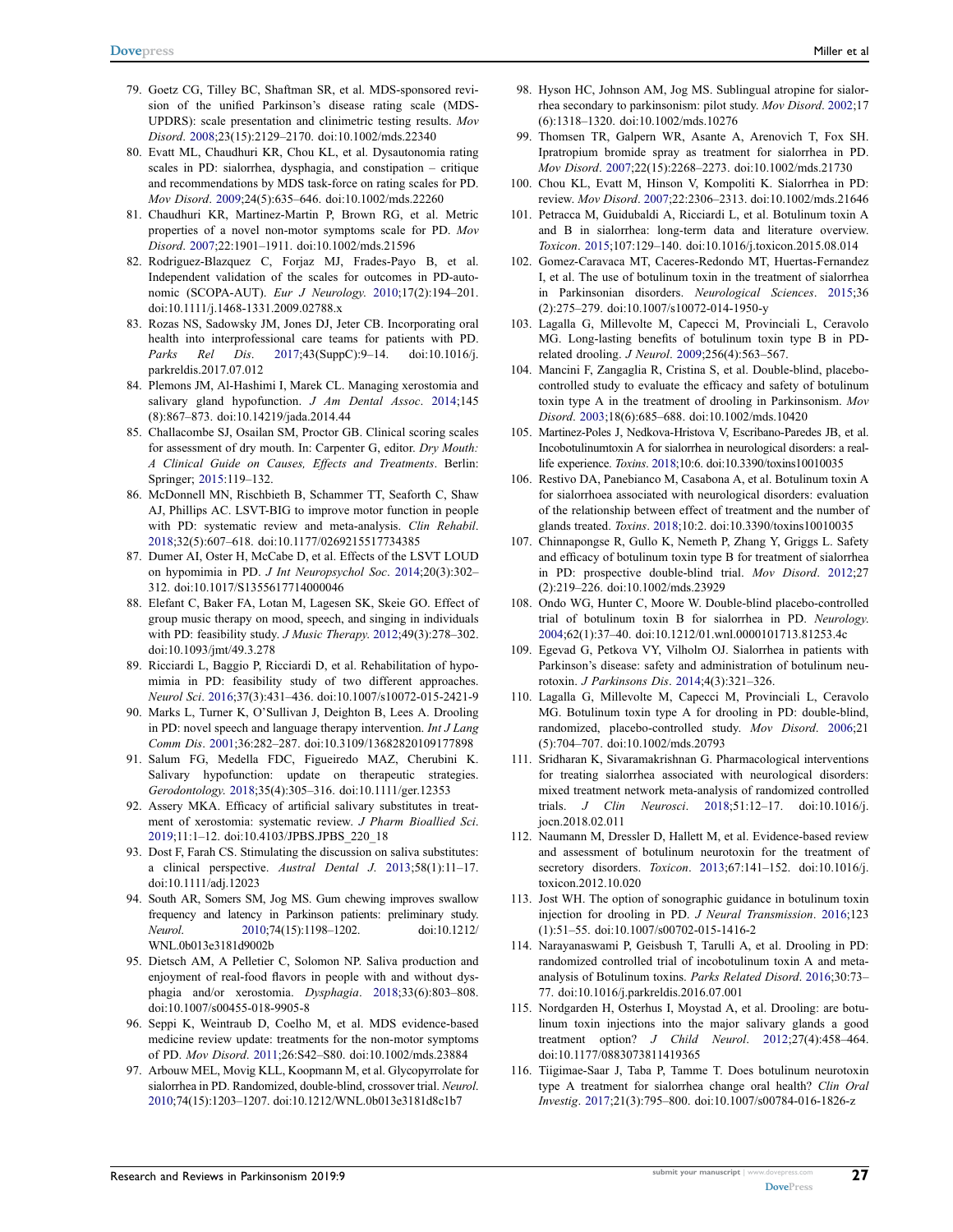79. Goetz CG, Tilley BC, Shaftman SR, et al. MDS-sponsored revision of the unified Parkinson's disease rating scale (MDS-UPDRS): scale presentation and clinimetric testing results. *Mov Disord*. 2008;23(15):2129–2170. doi:10.1002/mds.22340
80. Evatt ML, Chaudhuri KR, Chou KL, et al. Dysautonomia rating scales in PD: sialorrhea, dysphagia, and constipation – critique and recommendations by MDS task-force on rating scales for PD. *Mov Disord*. 2009;24(5):635–646. doi:10.1002/mds.22260
81. Chaudhuri KR, Martinez-Martin P, Brown RG, et al. Metric properties of a novel non-motor symptoms scale for PD. *Mov Disord*. 2007;22:1901–1911. doi:10.1002/mds.21596
82. Rodriguez-Blazquez C, Forjaz MJ, Frades-Payo B, et al. Independent validation of the scales for outcomes in PD-autonomic (SCOPA-AUT). *Eur J Neurology*. 2010;17(2):194–201. doi:10.1111/j.1468-1331.2009.02788.x
83. Rozas NS, Sadowsky JM, Jones DJ, Jeter CB. Incorporating oral health into interprofessional care teams for patients with PD. *Parks Rel Dis*. 2017;43(SuppC):9–14. doi:10.1016/j.parkreldis.2017.07.012
84. Plemons JM, Al-Hashimi I, Marek CL. Managing xerostomia and salivary gland hypofunction. *J Am Dental Assoc*. 2014;145(8):867–873. doi:10.14219/jada.2014.44
85. Challacombe SJ, Osailan SM, Proctor GB. Clinical scoring scales for assessment of dry mouth. In: Carpenter G, editor. *Dry Mouth: A Clinical Guide on Causes, Effects and Treatments*. Berlin: Springer; 2015:119–132.
86. McDonnell MN, Rischbieth B, Schammer TT, Seaforth C, Shaw AJ, Phillips AC. LSVT-BIG to improve motor function in people with PD: systematic review and meta-analysis. *Clin Rehabil*. 2018;32(5):607–618. doi:10.1177/0269215517734385
87. Dumer AI, Oster H, McCabe D, et al. Effects of the LSVT LOUD on hypomimia in PD. *J Int Neuropsychol Soc*. 2014;20(3):302–312. doi:10.1017/S1355617714000046
88. Elefant C, Baker FA, Lotan M, Lagesen SK, Skeie GO. Effect of group music therapy on mood, speech, and singing in individuals with PD: feasibility study. *J Music Therapy*. 2012;49(3):278–302. doi:10.1093/jmt/49.3.278
89. Ricciardi L, Baggio P, Ricciardi D, et al. Rehabilitation of hypomimia in PD: feasibility study of two different approaches. *Neurol Sci*. 2016;37(3):431–436. doi:10.1007/s10072-015-2421-9
90. Marks L, Turner K, O'Sullivan J, Deighton B, Lees A. Drooling in PD: novel speech and language therapy intervention. *Int J Lang Comm Dis*. 2001;36:282–287. doi:10.3109/13682820109177898
91. Salum FG, Medella FDC, Figueiredo MAZ, Cherubini K. Salivary hypofunction: update on therapeutic strategies. *Gerodontology*. 2018;35(4):305–316. doi:10.1111/ger.12353
92. Assery MKA. Efficacy of artificial salivary substitutes in treatment of xerostomia: systematic review. *J Pharm Bioallied Sci*. 2019;11:1–12. doi:10.4103/JPBS.JPBS_220_18
93. Dost F, Farah CS. Stimulating the discussion on saliva substitutes: a clinical perspective. *Austral Dental J*. 2013;58(1):11–17. doi:10.1111/adj.12023
94. South AR, Somers SM, Jog MS. Gum chewing improves swallow frequency and latency in Parkinson patients: preliminary study. *Neurol*. 2010;74(15):1198–1202. doi:10.1212/WNL.0b013e3181d9002b
95. Dietsch AM, A Pelletier C, Solomon NP. Saliva production and enjoyment of real-food flavors in people with and without dysphagia and/or xerostomia. *Dysphagia*. 2018;33(6):803–808. doi:10.1007/s00455-018-9905-8
96. Seppi K, Weintraub D, Coelho M, et al. MDS evidence-based medicine review update: treatments for the non-motor symptoms of PD. *Mov Disord*. 2011;26:S42–S80. doi:10.1002/mds.23884
97. Arbouw MEL, Movig KLL, Koopmann M, et al. Glycopyrrolate for sialorrhea in PD. Randomized, double-blind, crossover trial. *Neurol*. 2010;74(15):1203–1207. doi:10.1212/WNL.0b013e3181d8c1b7
98. Hyson HC, Johnson AM, Jog MS. Sublingual atropine for sialorrhea secondary to parkinsonism: pilot study. *Mov Disord*. 2002;17(6):1318–1320. doi:10.1002/mds.10276
99. Thomsen TR, Galpern WR, Asante A, Arenovich T, Fox SH. Ipratropium bromide spray as treatment for sialorrhea in PD. *Mov Disord*. 2007;22(15):2268–2273. doi:10.1002/mds.21730
100. Chou KL, Evatt M, Hinson V, Kompoliti K. Sialorrhea in PD: review. *Mov Disord*. 2007;22:2306–2313. doi:10.1002/mds.21646
101. Petracca M, Guidubaldi A, Ricciardi L, et al. Botulinum toxin A and B in sialorrhea: long-term data and literature overview. *Toxicon*. 2015;107:129–140. doi:10.1016/j.toxicon.2015.08.014
102. Gomez-Caravaca MT, Caceres-Redondo MT, Huertas-Fernandez I, et al. The use of botulinum toxin in the treatment of sialorrhea in Parkinsonian disorders. *Neurological Sciences*. 2015;36(2):275–279. doi:10.1007/s10072-014-1950-y
103. Lagalla G, Millevolte M, Capecci M, Provinciali L, Ceravolo MG. Long-lasting benefits of botulinum toxin type B in PD-related drooling. *J Neurol*. 2009;256(4):563–567.
104. Mancini F, Zangaglia R, Cristina S, et al. Double-blind, placebo-controlled study to evaluate the efficacy and safety of botulinum toxin type A in the treatment of drooling in Parkinsonism. *Mov Disord*. 2003;18(6):685–688. doi:10.1002/mds.10420
105. Martinez-Poles J, Nedkova-Hristova V, Escribano-Paredes JB, et al. Incobotulinumtoxin A for sialorrhea in neurological disorders: a real-life experience. *Toxins*. 2018;10:6. doi:10.3390/toxins10010035
106. Restivo DA, Panebianco M, Casabona A, et al. Botulinum toxin A for sialorrhoea associated with neurological disorders: evaluation of the relationship between effect of treatment and the number of glands treated. *Toxins*. 2018;10:2. doi:10.3390/toxins10010035
107. Chinnapongse R, Gullo K, Nemeth P, Zhang Y, Griggs L. Safety and efficacy of botulinum toxin type B for treatment of sialorrhea in PD: prospective double-blind trial. *Mov Disord*. 2012;27(2):219–226. doi:10.1002/mds.23929
108. Ondo WG, Hunter C, Moore W. Double-blind placebo-controlled trial of botulinum toxin B for sialorrhea in PD. *Neurology*. 2004;62(1):37–40. doi:10.1212/01.wnl.0000101713.81253.4c
109. Egevad G, Petkova VY, Vilholm OJ. Sialorrhea in patients with Parkinson's disease: safety and administration of botulinum neurotoxin. *J Parkinsons Dis*. 2014;4(3):321–326.
110. Lagalla G, Millevolte M, Capecci M, Provinciali L, Ceravolo MG. Botulinum toxin type A for drooling in PD: double-blind, randomized, placebo-controlled study. *Mov Disord*. 2006;21(5):704–707. doi:10.1002/mds.20793
111. Sridharan K, Sivaramakrishnan G. Pharmacological interventions for treating sialorrhea associated with neurological disorders: mixed treatment network meta-analysis of randomized controlled trials. *J Clin Neurosci*. 2018;51:12–17. doi:10.1016/j.jocn.2018.02.011
112. Naumann M, Dressler D, Hallett M, et al. Evidence-based review and assessment of botulinum neurotoxin for the treatment of secretory disorders. *Toxicon*. 2013;67:141–152. doi:10.1016/j.toxicon.2012.10.020
113. Jost WH. The option of sonographic guidance in botulinum toxin injection for drooling in PD. *J Neural Transmission*. 2016;123(1):51–55. doi:10.1007/s00702-015-1416-2
114. Narayanaswami P, Geisbush T, Tarulli A, et al. Drooling in PD: randomized controlled trial of incobotulinum toxin A and meta-analysis of Botulinum toxins. *Parks Related Disord*. 2016;30:73–77. doi:10.1016/j.parkreldis.2016.07.001
115. Nordgarden H, Osterhus I, Moystad A, et al. Drooling: are botulinum toxin injections into the major salivary glands a good treatment option? *J Child Neurol*. 2012;27(4):458–464. doi:10.1177/0883073811419365
116. Tiigimae-Saar J, Taba P, Tamme T. Does botulinum neurotoxin type A treatment for sialorrhea change oral health? *Clin Oral Investig*. 2017;21(3):795–800. doi:10.1007/s00784-016-1826-z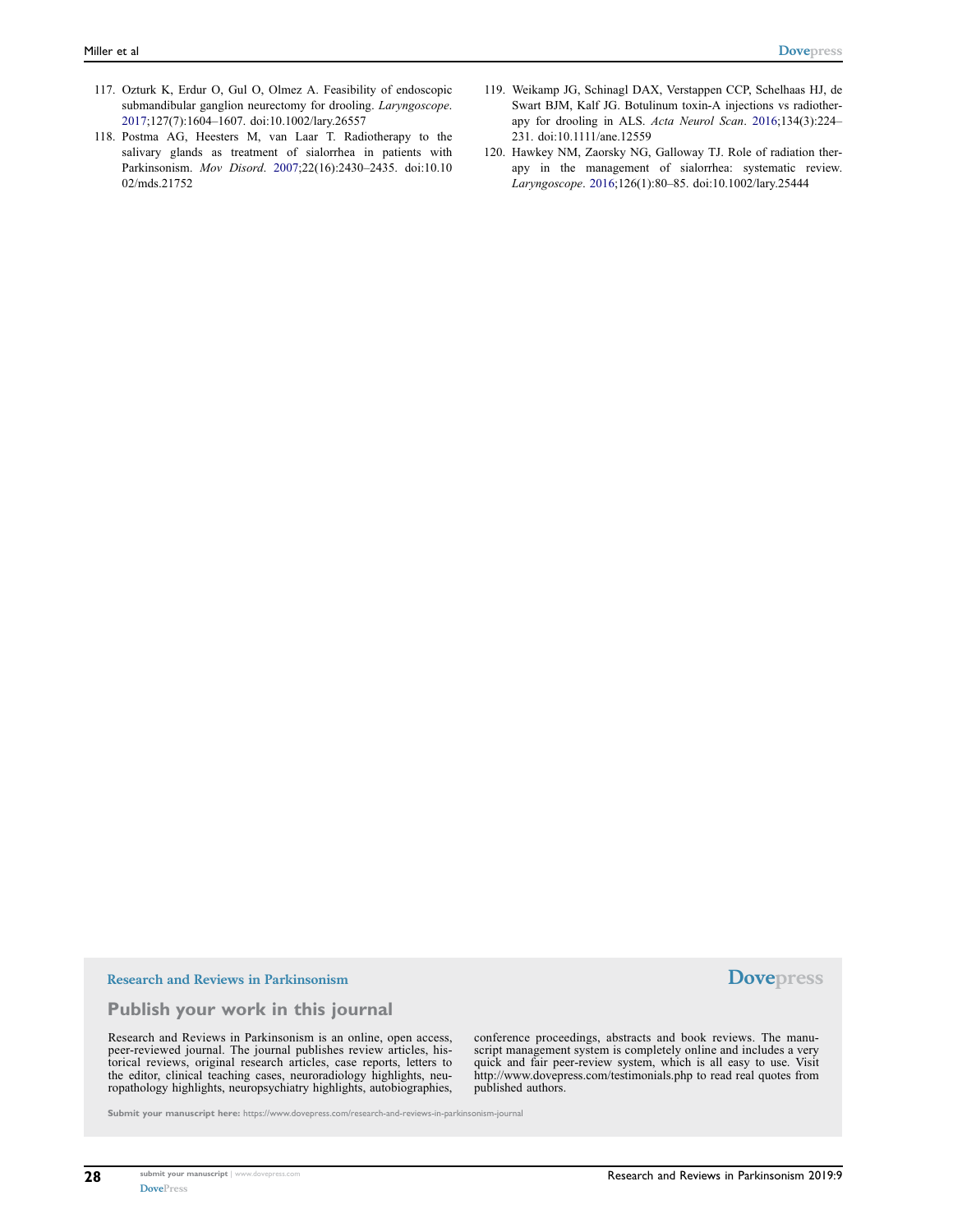117. Ozturk K, Erdur O, Gul O, Olmez A. Feasibility of endoscopic submandibular ganglion neurectomy for drooling. *Laryngoscope*. 2017;127(7):1604–1607. doi:10.1002/lary.26557
118. Postma AG, Heesters M, van Laar T. Radiotherapy to the salivary glands as treatment of sialorrhea in patients with Parkinsonism. *Mov Disord*. 2007;22(16):2430–2435. doi:10.1002/mds.21752
119. Weikamp JG, Schinagl DAX, Verstappen CCP, Schelhaas HJ, de Swart BJM, Kalf JG. Botulinum toxin-A injections vs radiotherapy for drooling in ALS. *Acta Neurol Scan*. 2016;134(3):224–231. doi:10.1111/ane.12559
120. Hawkey NM, Zaorsky NG, Galloway TJ. Role of radiation therapy in the management of sialorrhea: systematic review. *Laryngoscope*. 2016;126(1):80–85. doi:10.1002/lary.25444

**Research and Reviews in Parkinsonism**

**Dovepress**

## Publish your work in this journal

Research and Reviews in Parkinsonism is an online, open access, peer-reviewed journal. The journal publishes review articles, historical reviews, original research articles, case reports, letters to the editor, clinical teaching cases, neuroradiology highlights, neuropathology highlights, neuropsychiatry highlights, autobiographies, conference proceedings, abstracts and book reviews. The manuscript management system is completely online and includes a very quick and fair peer-review system, which is all easy to use. Visit http://www.dovepress.com/testimonials.php to read real quotes from published authors.

**Submit your manuscript here:** https://www.dovepress.com/research-and-reviews-in-parkinsonism-journal